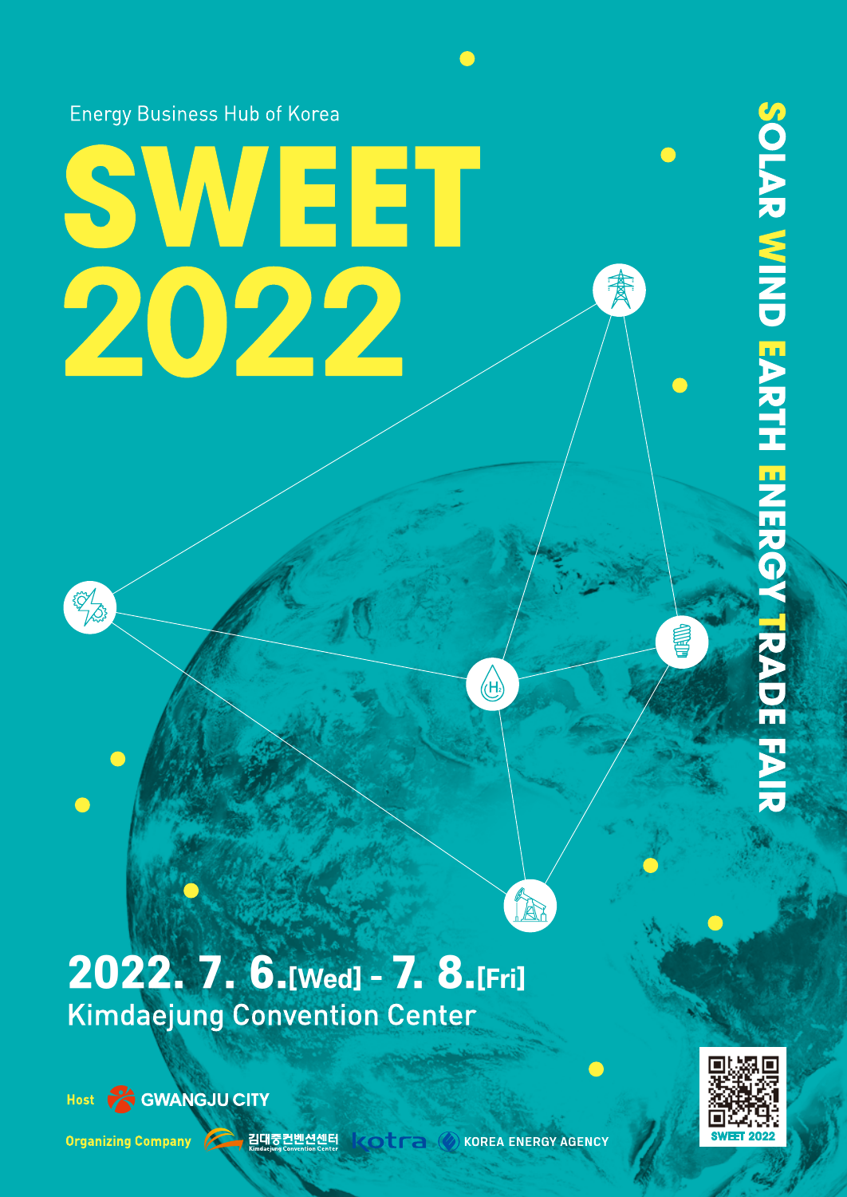Energy Business Hub of Korea

# SWEET 2022

SOLAR WIND EARTH ENERGY TRADE FAIR

## 2022. 7. 6.[Wed] - 7. 8.[Fri]

Kimdaejung Convention Center

**Host** GWANGJU CITY

**Organizing Company** 김대중컨벤션센터 Kimdaejung Convention Center, kotra, KOREA ENERGY AGENCY

SWEET 2022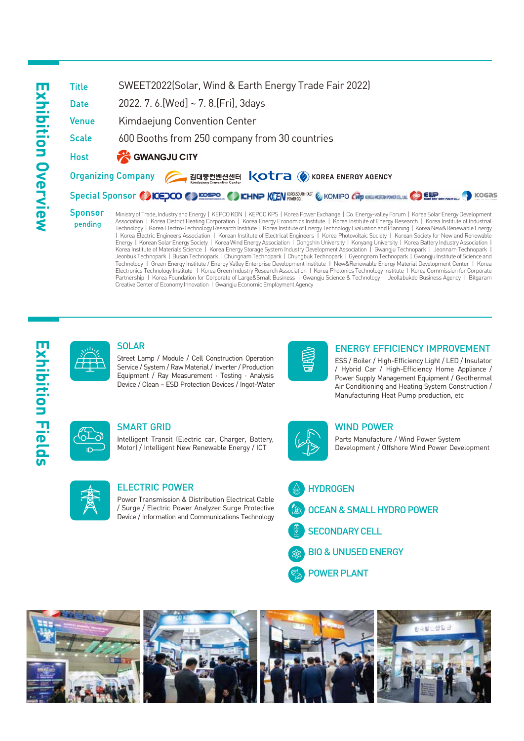# Exhibition Overview

| | |
|---|---|
| Title | SWEET2022(Solar, Wind & Earth Energy Trade Fair 2022) |
| Date | 2022. 7. 6.[Wed] ~ 7. 8.[Fri], 3days |
| Venue | Kimdaejung Convention Center |
| Scale | 600 Booths from 250 company from 30 countries |
| Host | GWANGJU CITY |
| Organizing Company | 김대중컨벤션센터 Kimdaejung Convention Center / kotra / KOREA ENERGY AGENCY |
| Special Sponsor | KEPCO / KOSPO / KHNP / KOREA SOUTH-EAST POWER CO. / KOMIPO / KOREA WESTERN POWER CO., LTD. / EWP / KOGAS |

**Sponsor _pending**

Ministry of Trade, Industry and Energy | KEPCO KDN | KEPCO KPS | Korea Power Exchange | Co. Energy-valley Forum | Korea Solar Energy Development Association | Korea District Heating Corporation | Korea Energy Economics Institute | Korea Institute of Energy Research | Korea Institute of Industrial Technology | Korea Electro-Technology Research Institute | Korea Institute of Energy Technology Evaluation and Planning | Korea New&Renewable Energy | Korea Electric Engineers Association | Korean Institute of Electrical Engineers | Korea Photovoltaic Society | Korean Society for New and Renewable Energy | Korean Solar Energy Society | Korea Wind Energy Association | Dongshin University | Konyang University | Korea Battery Industry Association | Korea Institute of Materials Science | Korea Energy Storage System Industry Development Association | Gwangju Technopark | Jeonnam Technopark | Jeonbuk Technopark | Busan Technopark | Chungnam Technopark | Chungbuk Technopark | Gyeongnam Technopark | Gwangju Institute of Science and Technology | Green Energy Institute / Energy Valley Enterprise Development Institute | New&Renewable Energy Material Development Center | Korea Electronics Technology Institute | Korea Green Industry Research Association | Korea Photonics Technology Institute | Korea Commission for Corporate Partnership | Korea Foundation for Corporata of Large&Small Business | Gwangju Science & Technology | Jeollabukdo Business Agency | Bitgaram Creative Center of Economy Innovation | Gwangju Economic Employment Agency

# Exhibition Fields

## SOLAR

Street Lamp / Module / Cell Construction Operation Service / System / Raw Material / Inverter / Production Equipment / Ray Measurement · Testing · Analysis Device / Clean – ESD Protection Devices / Ingot-Water

## SMART GRID

Intelligent Transit (Electric car, Charger, Battery, Motor) / Intelligent New Renewable Energy / ICT

## ELECTRIC POWER

Power Transmission & Distribution Electrical Cable / Surge / Electric Power Analyzer Surge Protective Device / Information and Communications Technology

## ENERGY EFFICIENCY IMPROVEMENT

ESS / Boiler / High-Efficiency Light / LED / Insulator / Hybrid Car / High-Efficiency Home Appliance / Power Supply Management Equipment / Geothermal Air Conditioning and Heating System Construction / Manufacturing Heat Pump production, etc

## WIND POWER

Parts Manufacture / Wind Power System Development / Offshore Wind Power Development

## HYDROGEN

## OCEAN & SMALL HYDRO POWER

## SECONDARY CELL

## BIO & UNUSED ENERGY

## POWER PLANT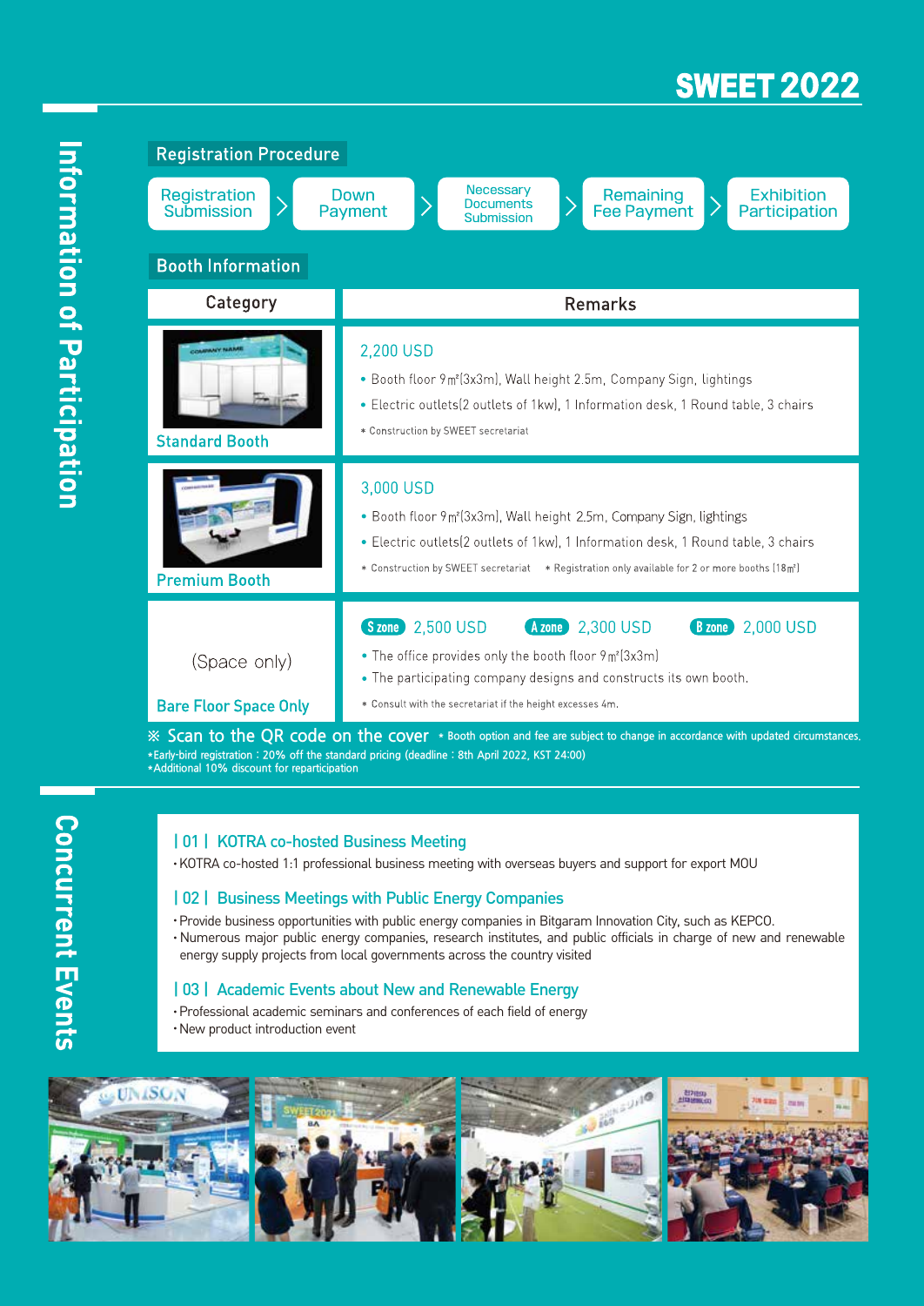# SWEET 2022

## Information of Participation

### Registration Procedure

Registration Submission > Down Payment > Necessary Documents Submission > Remaining Fee Payment > Exhibition Participation

### Booth Information

| Category | Remarks |
| --- | --- |
| Standard Booth | 2,200 USD<br>• Booth floor 9㎡(3x3m), Wall height 2.5m, Company Sign, lightings<br>• Electric outlets(2 outlets of 1kw), 1 Information desk, 1 Round table, 3 chairs<br>* Construction by SWEET secretariat |
| Premium Booth | 3,000 USD<br>• Booth floor 9㎡(3x3m), Wall height 2.5m, Company Sign, lightings<br>• Electric outlets(2 outlets of 1kw), 1 Information desk, 1 Round table, 3 chairs<br>* Construction by SWEET secretariat * Registration only available for 2 or more booths (18㎡) |
| (Space only)<br>Bare Floor Space Only | S zone 2,500 USD A zone 2,300 USD B zone 2,000 USD<br>• The office provides only the booth floor 9㎡(3x3m)<br>• The participating company designs and constructs its own booth.<br>* Consult with the secretariat if the height excesses 4m. |

※ Scan to the QR code on the cover * Booth option and fee are subject to change in accordance with updated circumstances.

*Early-bird registration : 20% off the standard pricing (deadline : 8th April 2022, KST 24:00)
*Additional 10% discount for reparticipation

## Concurrent Events

**| 01 | KOTRA co-hosted Business Meeting**

- KOTRA co-hosted 1:1 professional business meeting with overseas buyers and support for export MOU

**| 02 | Business Meetings with Public Energy Companies**

- Provide business opportunities with public energy companies in Bitgaram Innovation City, such as KEPCO.
- Numerous major public energy companies, research institutes, and public officials in charge of new and renewable energy supply projects from local governments across the country visited

**| 03 | Academic Events about New and Renewable Energy**

- Professional academic seminars and conferences of each field of energy
- New product introduction event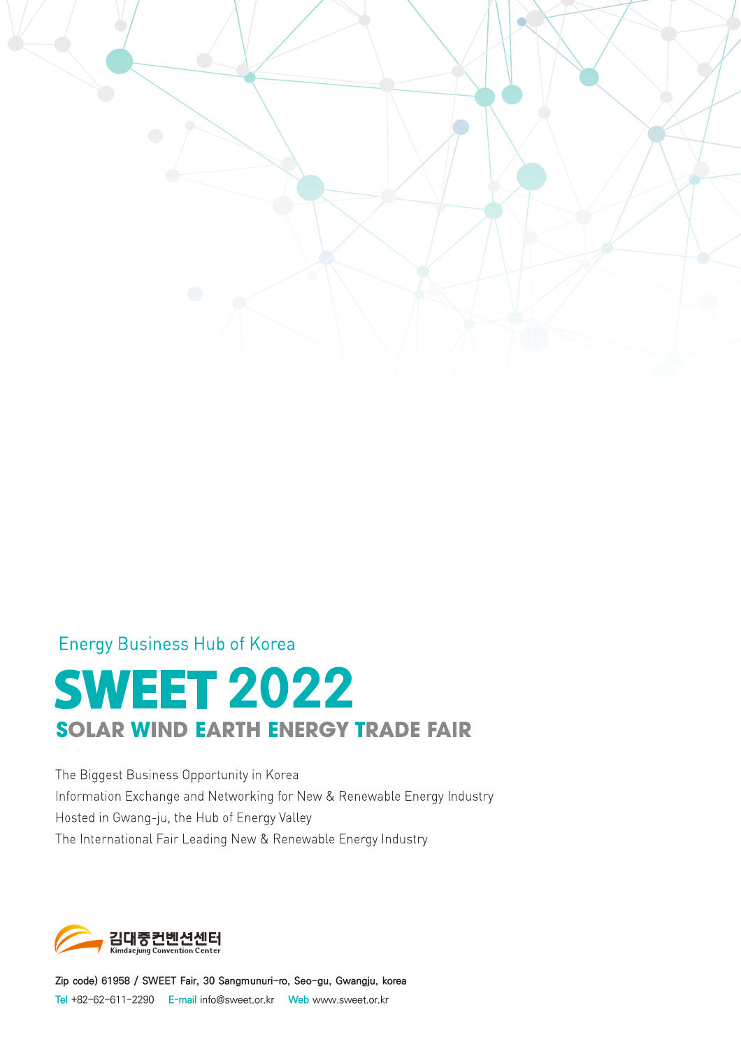Energy Business Hub of Korea

# SWEET 2022

## SOLAR WIND EARTH ENERGY TRADE FAIR

The Biggest Business Opportunity in Korea
Information Exchange and Networking for New & Renewable Energy Industry
Hosted in Gwang-ju, the Hub of Energy Valley
The International Fair Leading New & Renewable Energy Industry

김대중컨벤션센터
Kimdaejung Convention Center

Zip code) 61958 / SWEET Fair, 30 Sangmunuri-ro, Seo-gu, Gwangju, korea
Tel +82-62-611-2290 E-mail info@sweet.or.kr Web www.sweet.or.kr